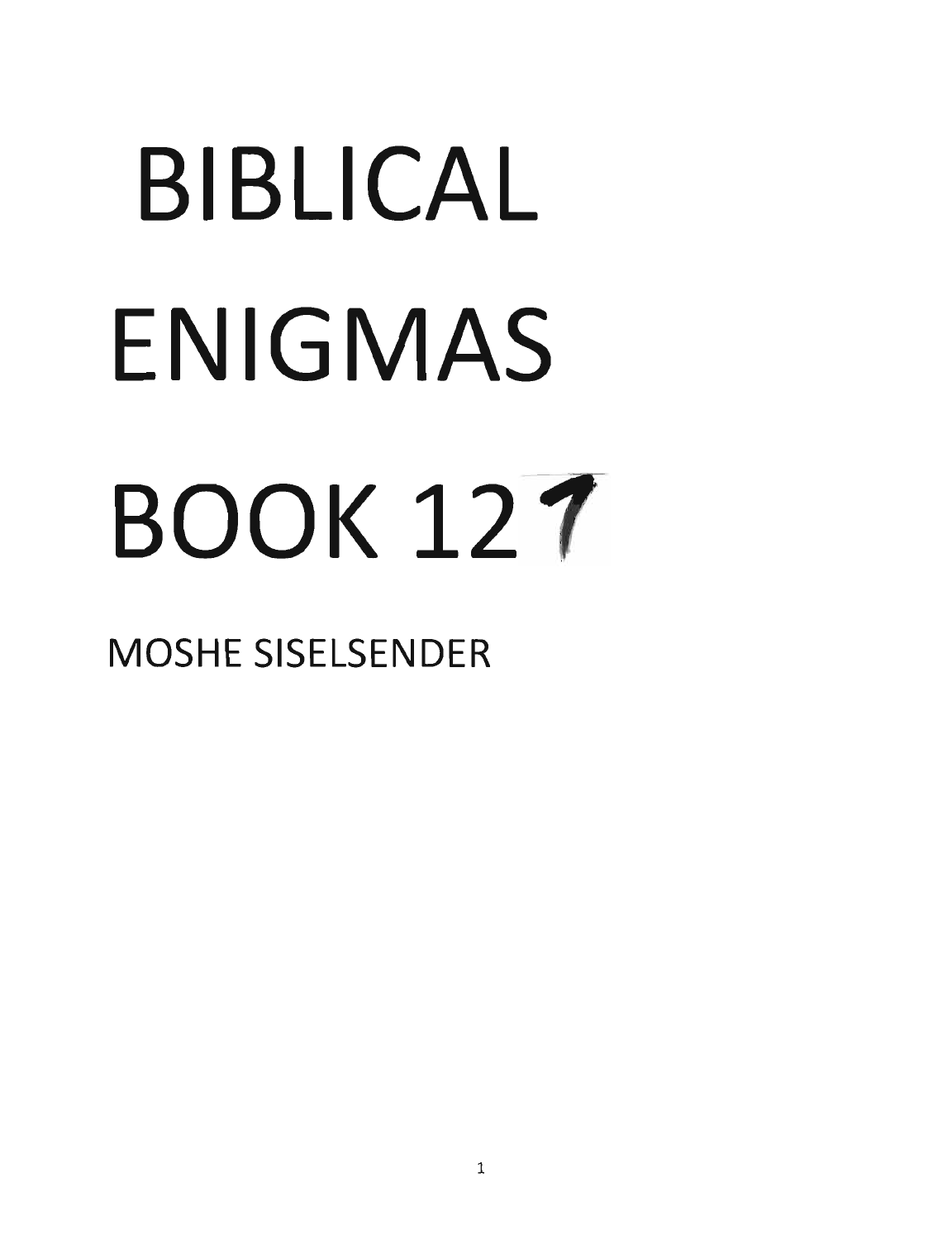# BIBLICAL ENIGMAS BOOK 127

MOSHE SISELSENDER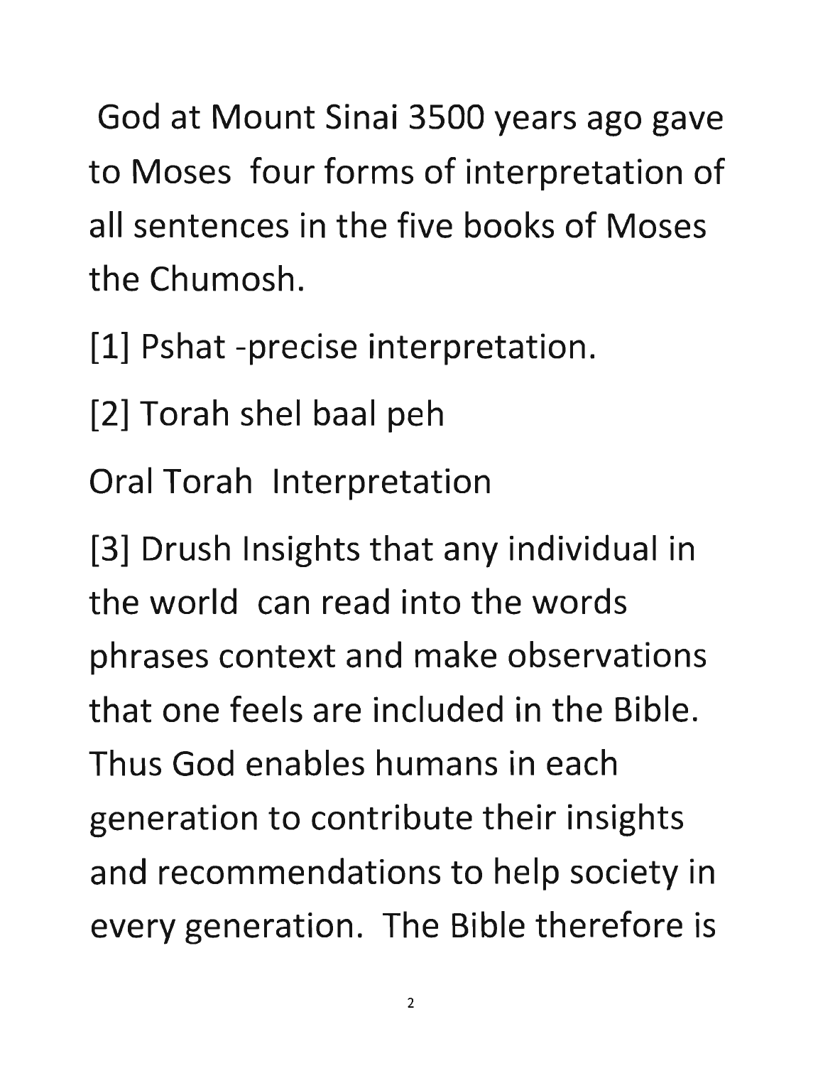God at Mount Sinai 3500 years ago gave to Moses four forms of interpretation of all sentences in the five books of Moses the Chumosh.

[1] Pshat -precise interpretation.

[2] Torah shel baal peh

Oral Torah Interpretation

[3] Drush Insights that any individual in the world can read into the words phrases context and make observations that one feels are included in the Bible. Thus God enables humans in each generation to contribute their insights and recommendations to help society in every generation. The Bible therefore is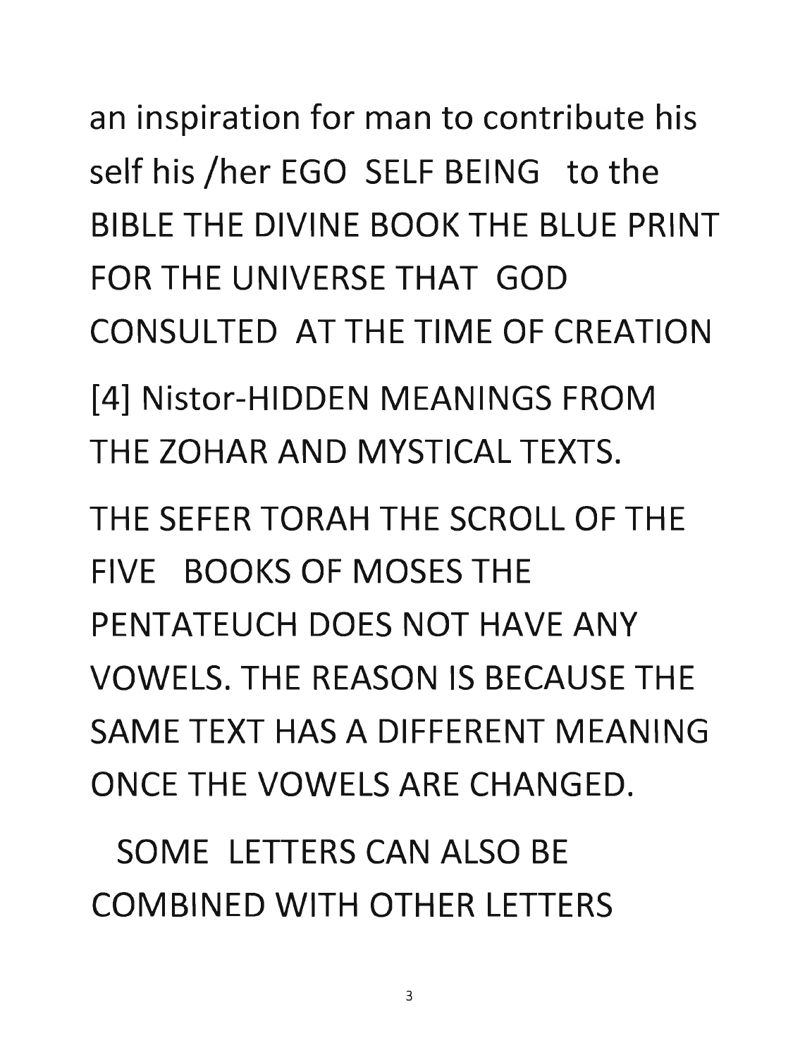an inspiration for man to contribute his self his /her EGO SELF BEING to the BIBLE THE DIVINE BOOK THE BLUE PRINT FOR THE UNIVERSE THAT GOD CONSULTED AT THE TIME OF CREATION

[4] Nistor-HIDDEN MEANINGS FROM THE ZOHAR AND MYSTICAL TEXTS.

THE SEFER TORAH THE SCROLL OF THE FIVE BOOKS OF MOSES THE PENTATEUCH DOES NOT HAVE ANY VOWELS. THE REASON IS BECAUSE THE SAME TEXT HAS A DIFFERENT MEANING ONCE THE VOWELS ARE CHANGED.

SOME LETTERS CAN ALSO BE COMBINED WITH OTHER LETTERS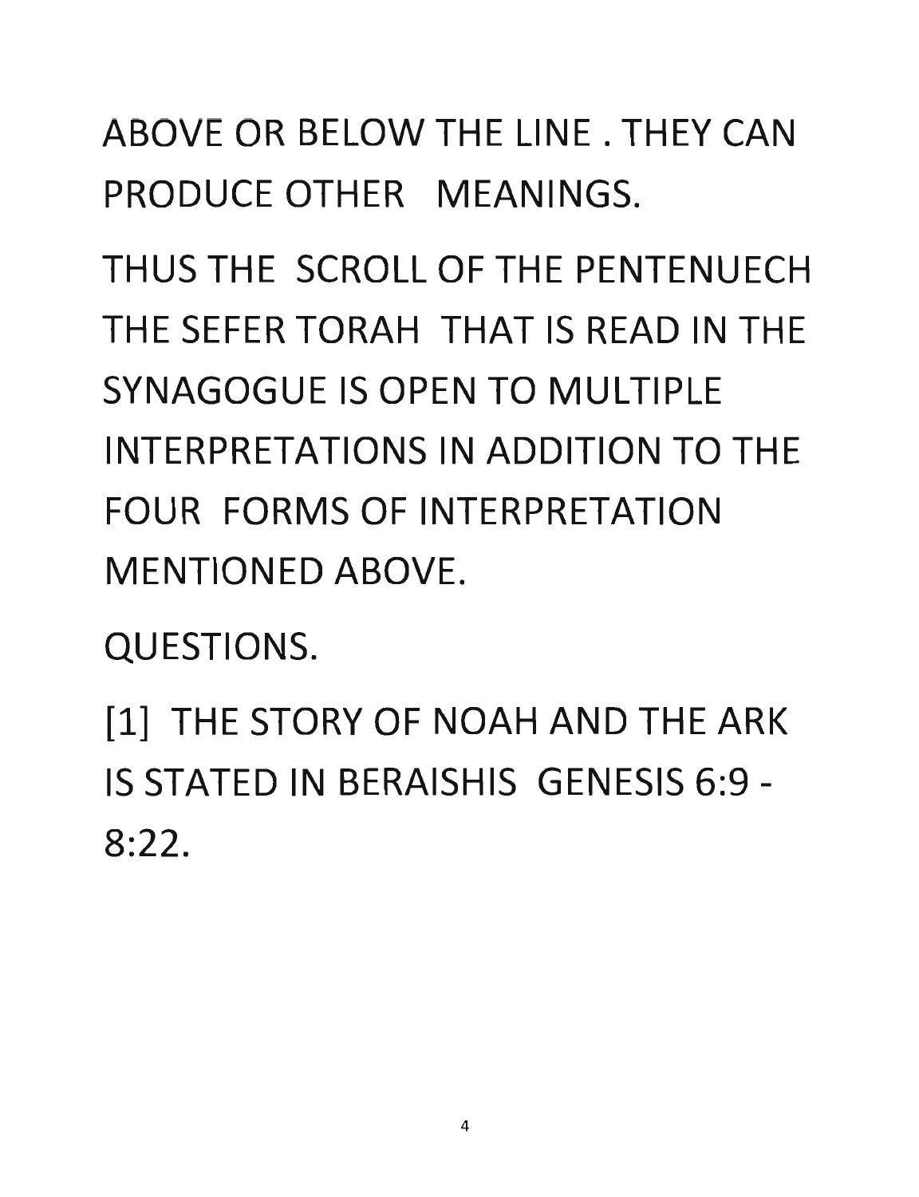ABOVE OR BELOW THE LINE . THEY CAN PRODUCE OTHER MEANINGS.

THUS THE SCROLL OF THE PENTENUECH THE SEFER TORAH THAT IS READ IN THE SYNAGOGUE IS OPEN TO MULTIPLE INTERPRETATIONS IN ADDITION TO THE FOUR FORMS OF INTERPRETATION MENTIONED ABOVE.

QUESTIONS.

[1] THE STORY OF NOAH AND THE ARK IS STATED IN BERAISHIS GENESIS 6:9 - 8:22.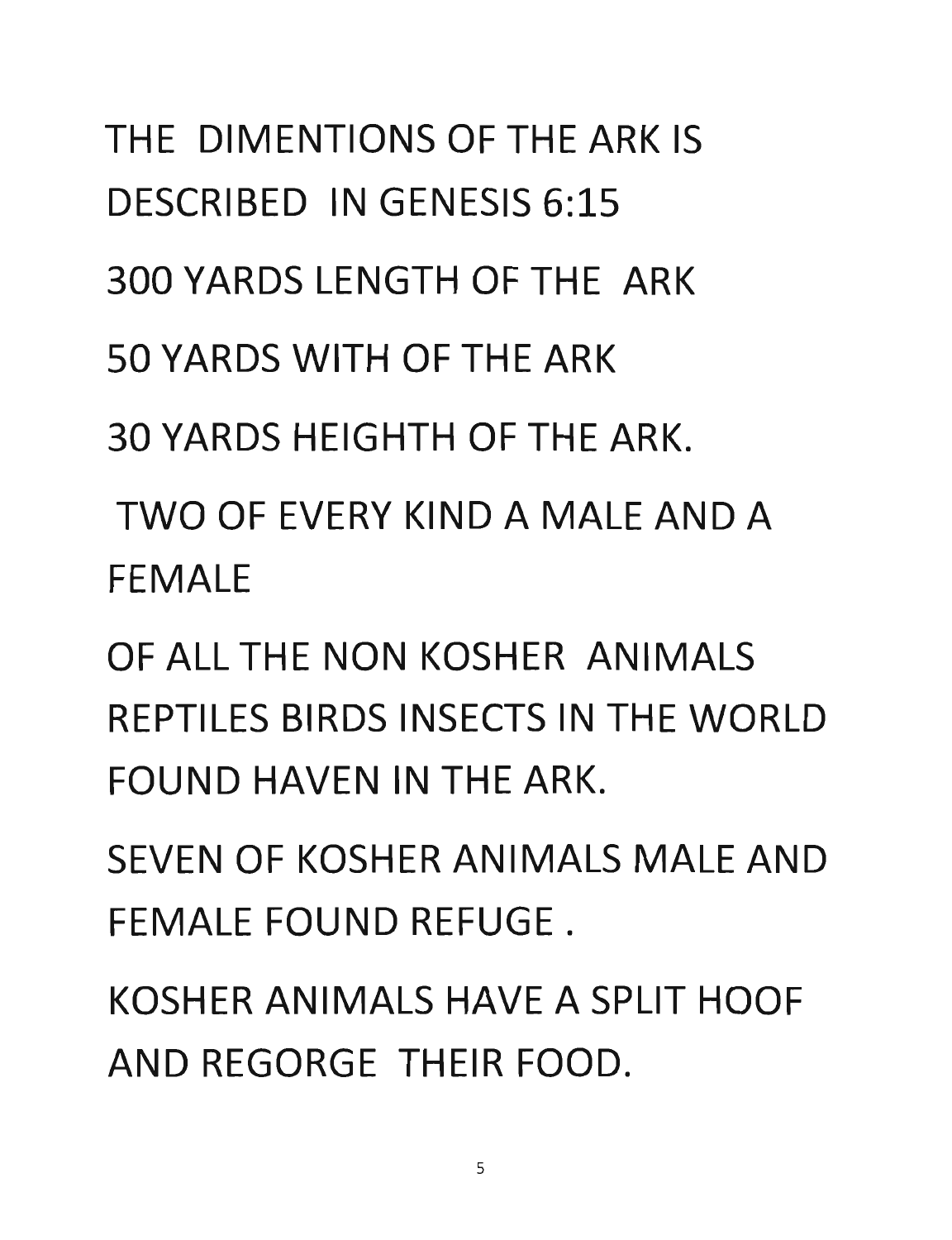THE DIMENTIONS OF THE ARK IS DESCRIBED IN GENESIS 6:15

300 YARDS LENGTH OF THE ARK

50 YARDS WITH OF THE ARK

30 YARDS HEIGHTH OF THE ARK.

TWO OF EVERY KIND A MALE AND A FEMALE

OF ALL THE NON KOSHER ANIMALS REPTILES BIRDS INSECTS IN THE WORLD FOUND HAVEN IN THE ARK.

SEVEN OF KOSHER ANIMALS MALE AND FEMALE FOUND REFUGE .

KOSHER ANIMALS HAVE A SPLIT HOOF AND REGORGE THEIR FOOD.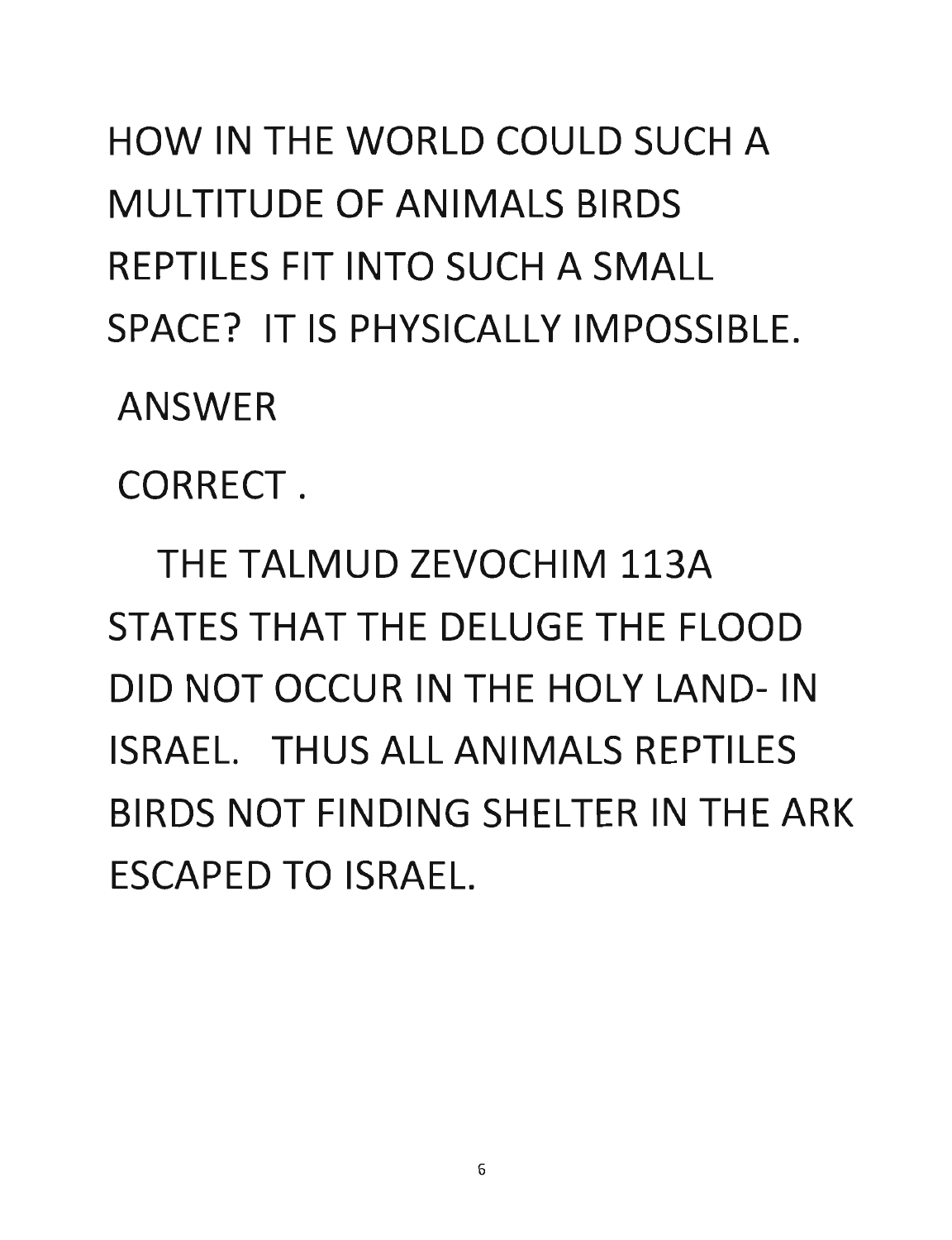HOW IN THE WORLD COULD SUCH A MULTITUDE OF ANIMALS BIRDS REPTILES FIT INTO SUCH A SMALL SPACE? IT IS PHYSICALLY IMPOSSIBLE.

ANSWER

CORRECT .

THE TALMUD ZEVOCHIM 113A STATES THAT THE DELUGE THE FLOOD DID NOT OCCUR IN THE HOLY LAND- IN ISRAEL. THUS ALL ANIMALS REPTILES BIRDS NOT FINDING SHELTER IN THE ARK ESCAPED TO ISRAEL.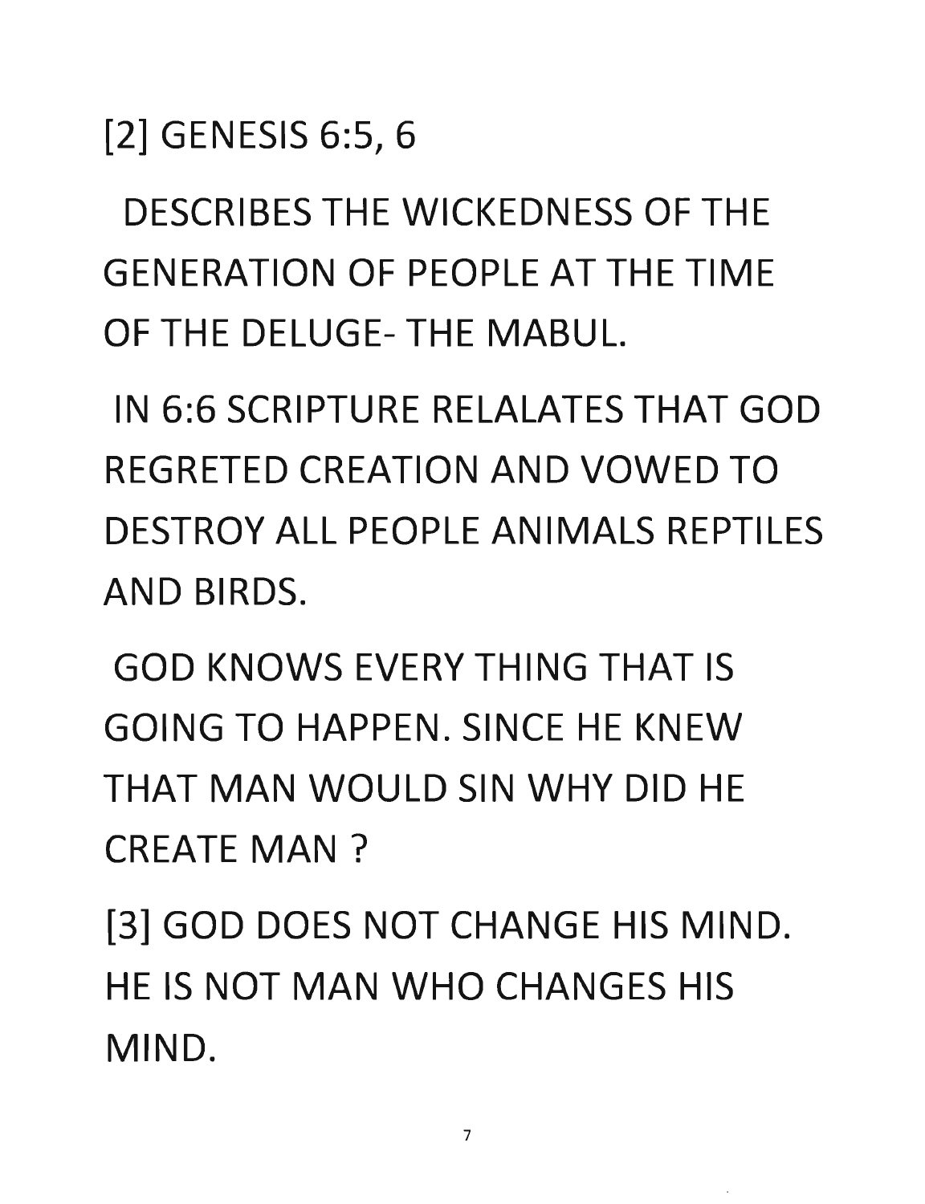[2] GENESIS 6:5, 6

DESCRIBES THE WICKEDNESS OF THE GENERATION OF PEOPLE AT THE TIME OF THE DELUGE- THE MABUL.

IN 6:6 SCRIPTURE RELALATES THAT GOD REGRETED CREATION AND VOWED TO DESTROY ALL PEOPLE ANIMALS REPTILES AND BIRDS.

GOD KNOWS EVERY THING THAT IS GOING TO HAPPEN. SINCE HE KNEW THAT MAN WOULD SIN WHY DID HE CREATE MAN ?

[3] GOD DOES NOT CHANGE HIS MIND. HE IS NOT MAN WHO CHANGES HIS MIND.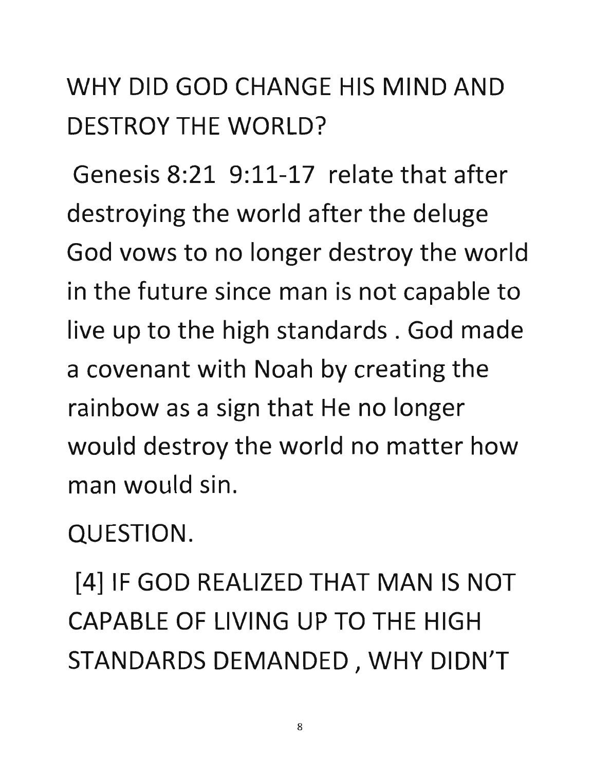# WHY DID GOD CHANGE HIS MIND AND DESTROY THE WORLD?

Genesis 8:21 9:11-17 relate that after destroying the world after the deluge God vows to no longer destroy the world in the future since man is not capable to live up to the high standards . God made a covenant with Noah by creating the rainbow as a sign that He no longer would destroy the world no matter how man would sin.

QUESTION.

[4] IF GOD REALIZED THAT MAN IS NOT CAPABLE OF LIVING UP TO THE HIGH STANDARDS DEMANDED , WHY DIDN'T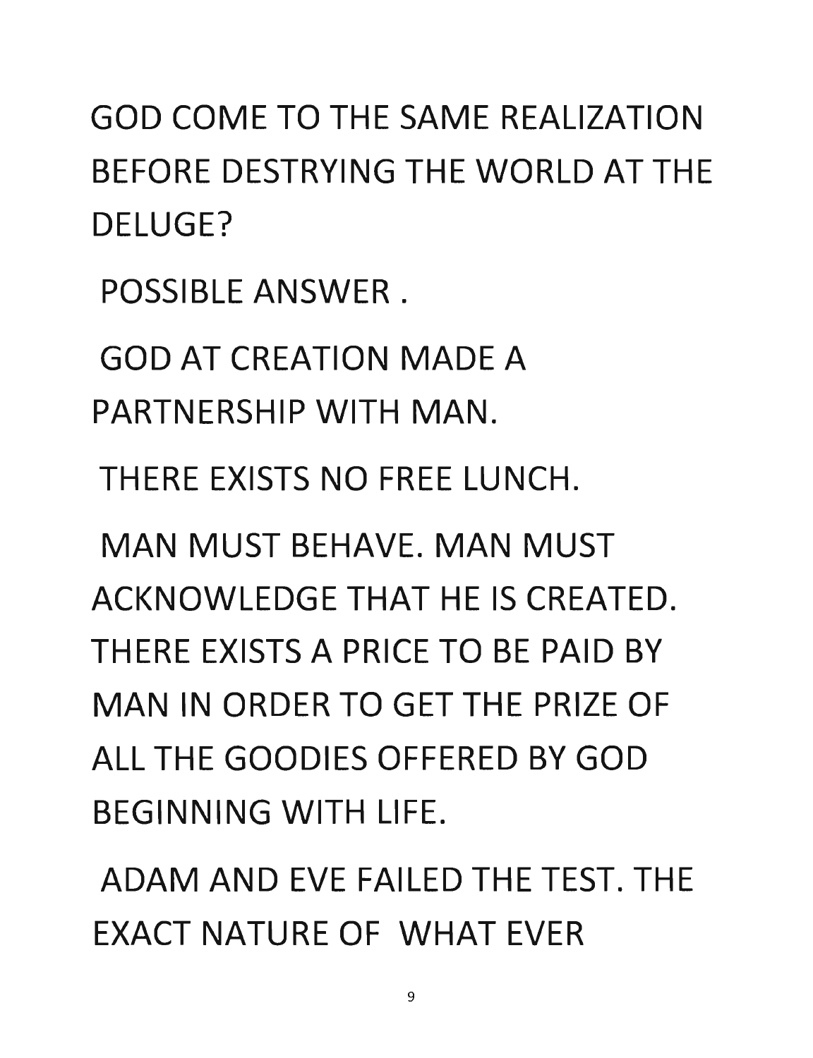GOD COME TO THE SAME REALIZATION BEFORE DESTRYING THE WORLD AT THE DELUGE?

POSSIBLE ANSWER .

GOD AT CREATION MADE A PARTNERSHIP WITH MAN.

THERE EXISTS NO FREE LUNCH.

MAN MUST BEHAVE. MAN MUST ACKNOWLEDGE THAT HE IS CREATED. THERE EXISTS A PRICE TO BE PAID BY MAN IN ORDER TO GET THE PRIZE OF ALL THE GOODIES OFFERED BY GOD BEGINNING WITH LIFE.

ADAM AND EVE FAILED THE TEST. THE EXACT NATURE OF WHAT EVER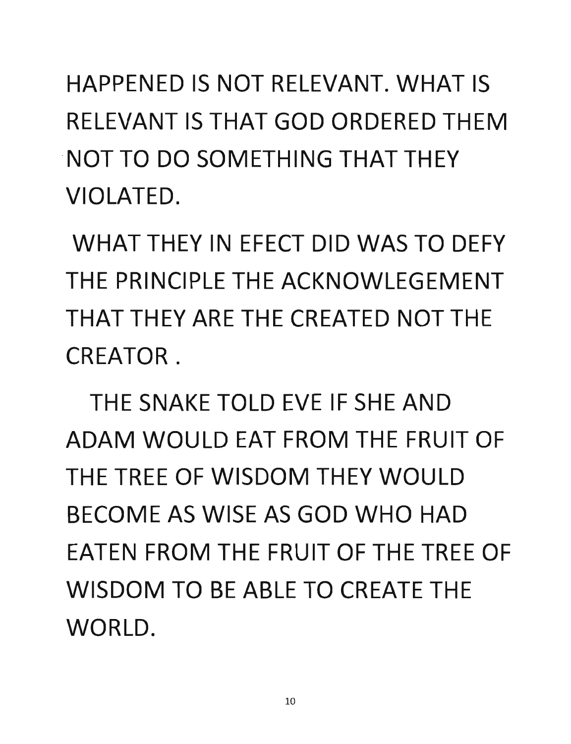HAPPENED IS NOT RELEVANT. WHAT IS RELEVANT IS THAT GOD ORDERED THEM NOT TO DO SOMETHING THAT THEY VIOLATED.

WHAT THEY IN EFECT DID WAS TO DEFY THE PRINCIPLE THE ACKNOWLEGEMENT THAT THEY ARE THE CREATED NOT THE CREATOR .

THE SNAKE TOLD EVE IF SHE AND ADAM WOULD EAT FROM THE FRUIT OF THE TREE OF WISDOM THEY WOULD BECOME AS WISE AS GOD WHO HAD EATEN FROM THE FRUIT OF THE TREE OF WISDOM TO BE ABLE TO CREATE THE WORLD.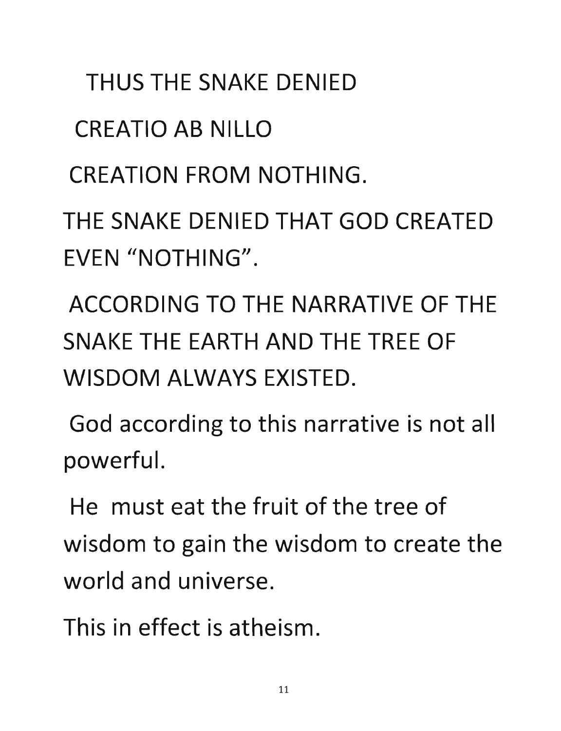THUS THE SNAKE DENIED

CREATIO AB NILLO

CREATION FROM NOTHING.

THE SNAKE DENIED THAT GOD CREATED EVEN "NOTHING".

ACCORDING TO THE NARRATIVE OF THE SNAKE THE EARTH AND THE TREE OF WISDOM ALWAYS EXISTED.

God according to this narrative is not all powerful.

He must eat the fruit of the tree of wisdom to gain the wisdom to create the world and universe.

This in effect is atheism.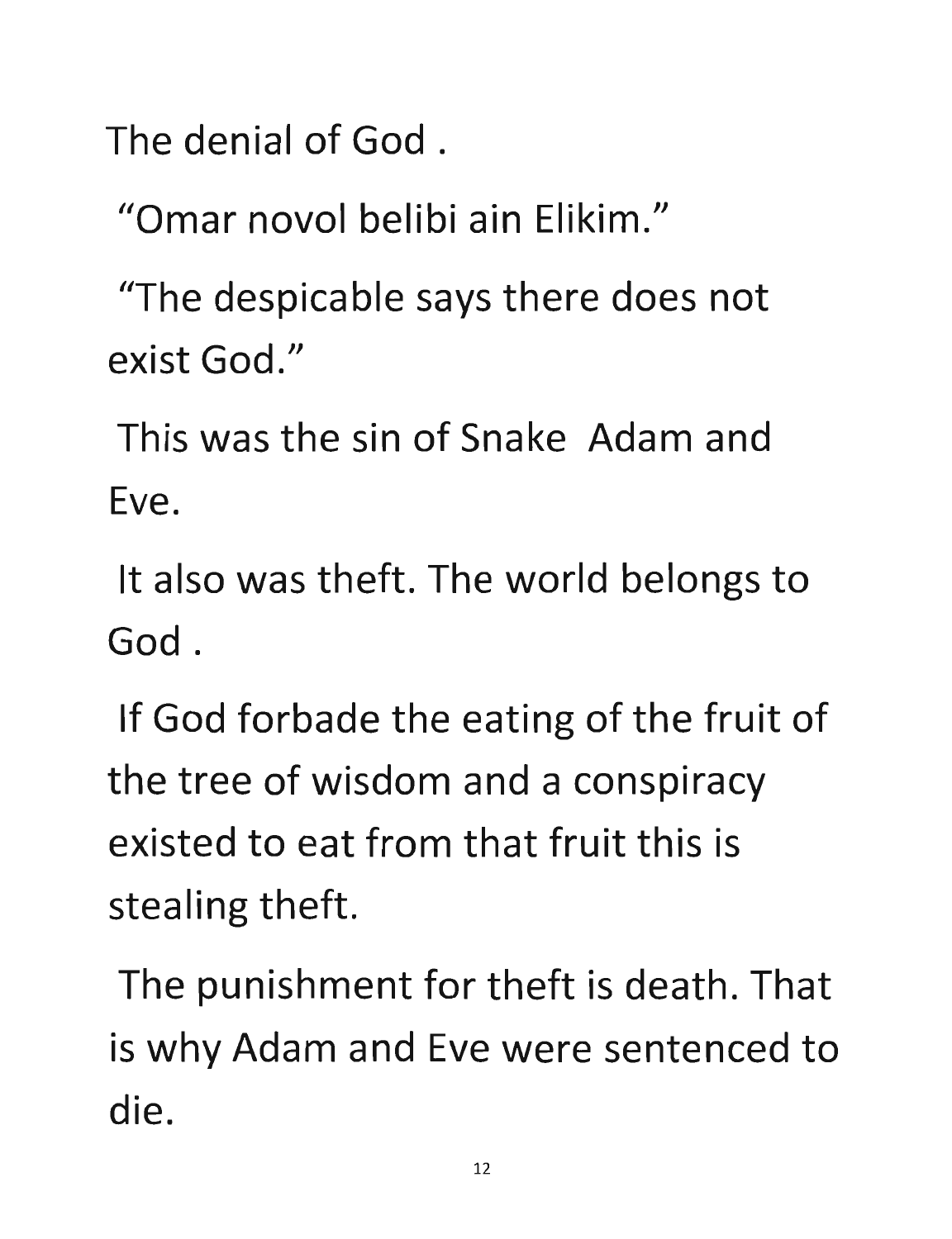The denial of God .

"Omar novol belibi ain Elikim."

"The despicable says there does not exist God."

This was the sin of Snake Adam and Eve.

It also was theft. The world belongs to God .

If God forbade the eating of the fruit of the tree of wisdom and a conspiracy existed to eat from that fruit this is stealing theft.

The punishment for theft is death. That is why Adam and Eve were sentenced to die.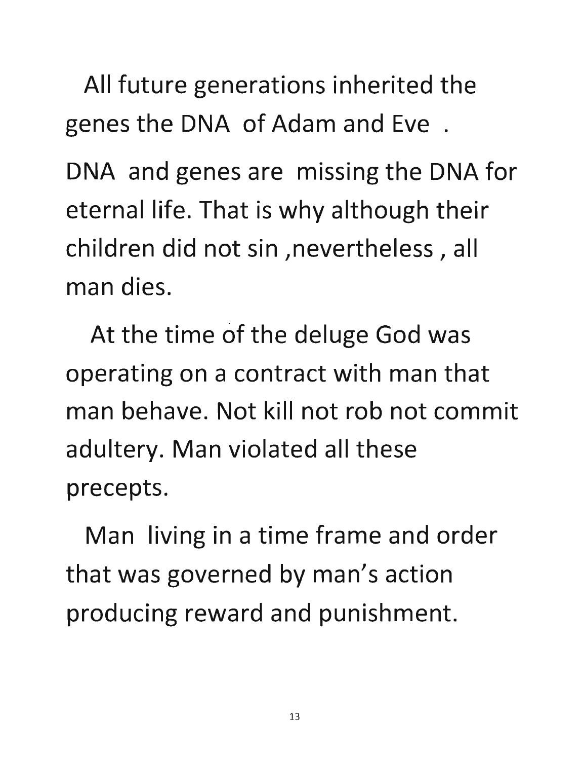All future generations inherited the genes the DNA of Adam and Eve .

DNA and genes are missing the DNA for eternal life. That is why although their children did not sin ,nevertheless , all man dies.

At the time of the deluge God was operating on a contract with man that man behave. Not kill not rob not commit adultery. Man violated all these precepts.

Man living in a time frame and order that was governed by man's action producing reward and punishment.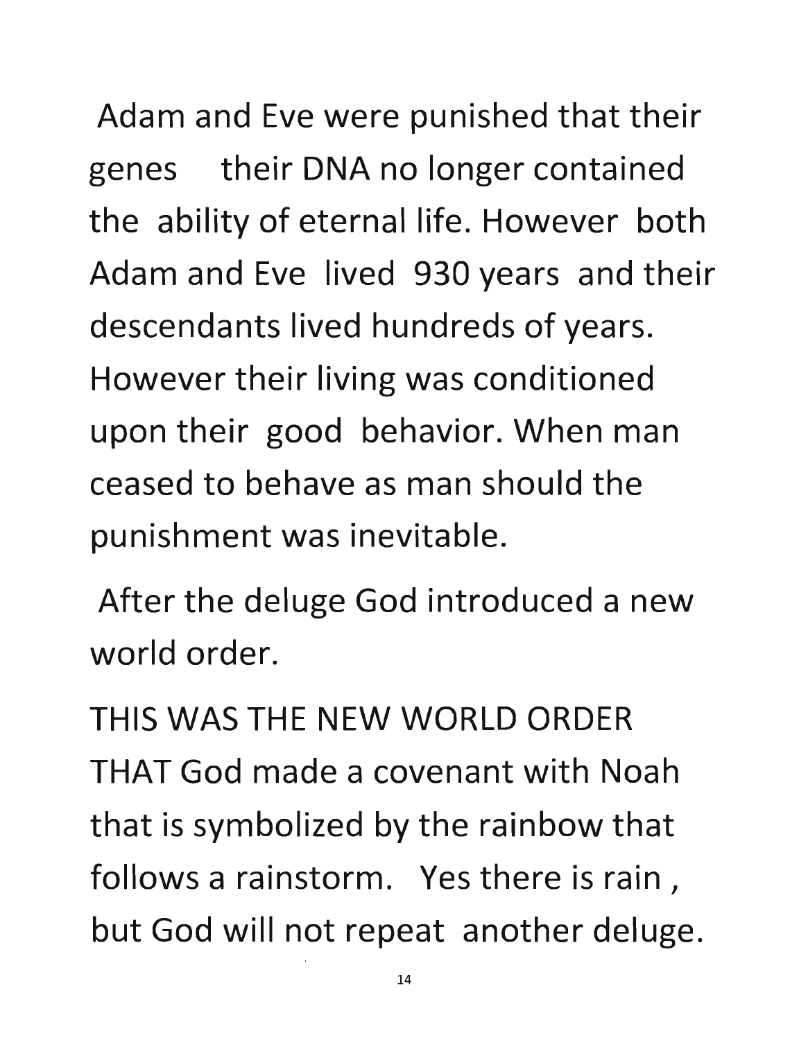Adam and Eve were punished that their genes their DNA no longer contained the ability of eternal life. However both Adam and Eve lived 930 years and their descendants lived hundreds of years. However their living was conditioned upon their good behavior. When man ceased to behave as man should the punishment was inevitable.

After the deluge God introduced a new world order.

THIS WAS THE NEW WORLD ORDER THAT God made a covenant with Noah that is symbolized by the rainbow that follows a rainstorm. Yes there is rain , but God will not repeat another deluge.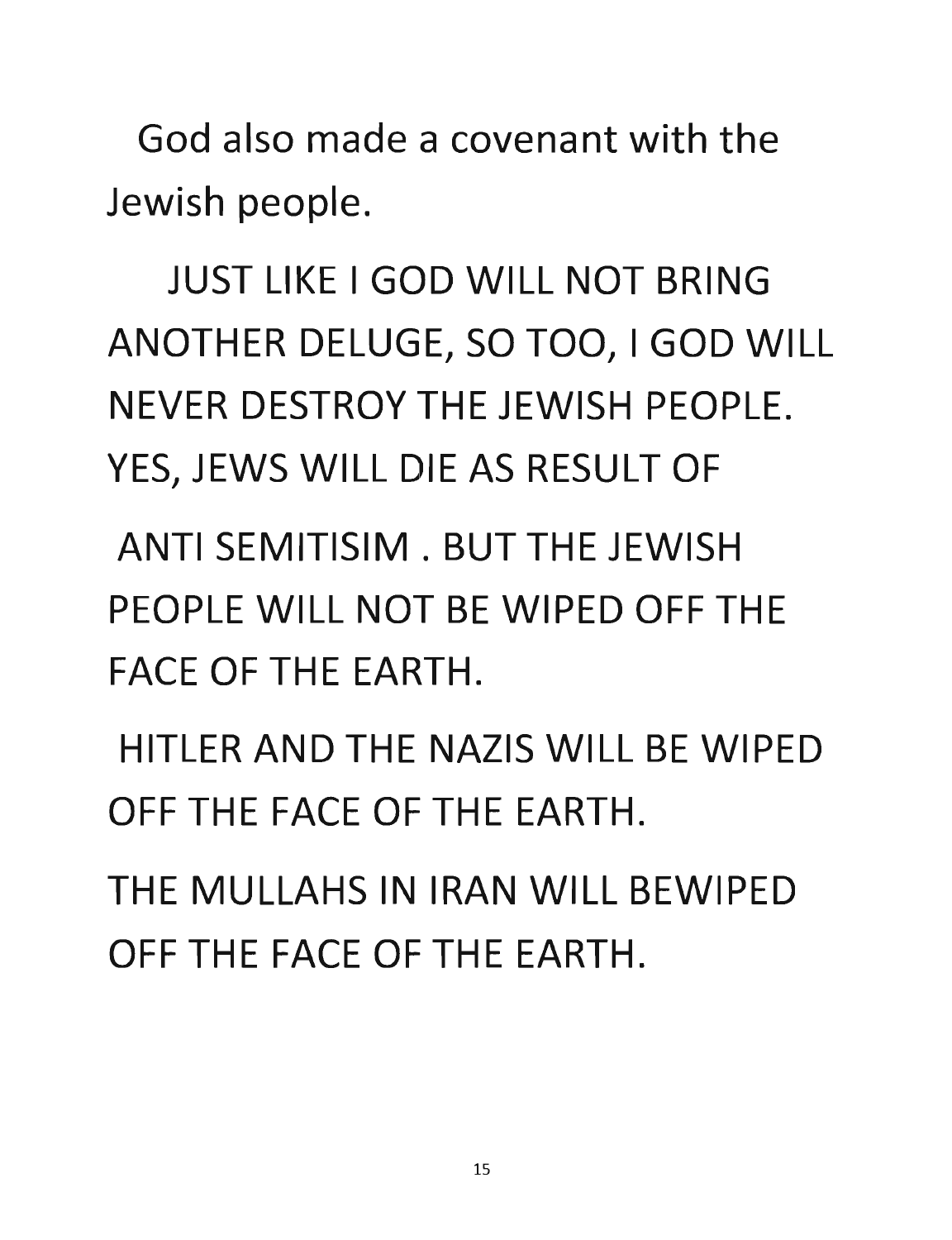God also made a covenant with the Jewish people.

JUST LIKE I GOD WILL NOT BRING ANOTHER DELUGE, SO TOO, I GOD WILL NEVER DESTROY THE JEWISH PEOPLE. YES, JEWS WILL DIE AS RESULT OF

ANTI SEMITISIM . BUT THE JEWISH PEOPLE WILL NOT BE WIPED OFF THE FACE OF THE EARTH.

HITLER AND THE NAZIS WILL BE WIPED OFF THE FACE OF THE EARTH.

THE MULLAHS IN IRAN WILL BEWIPED OFF THE FACE OF THE EARTH.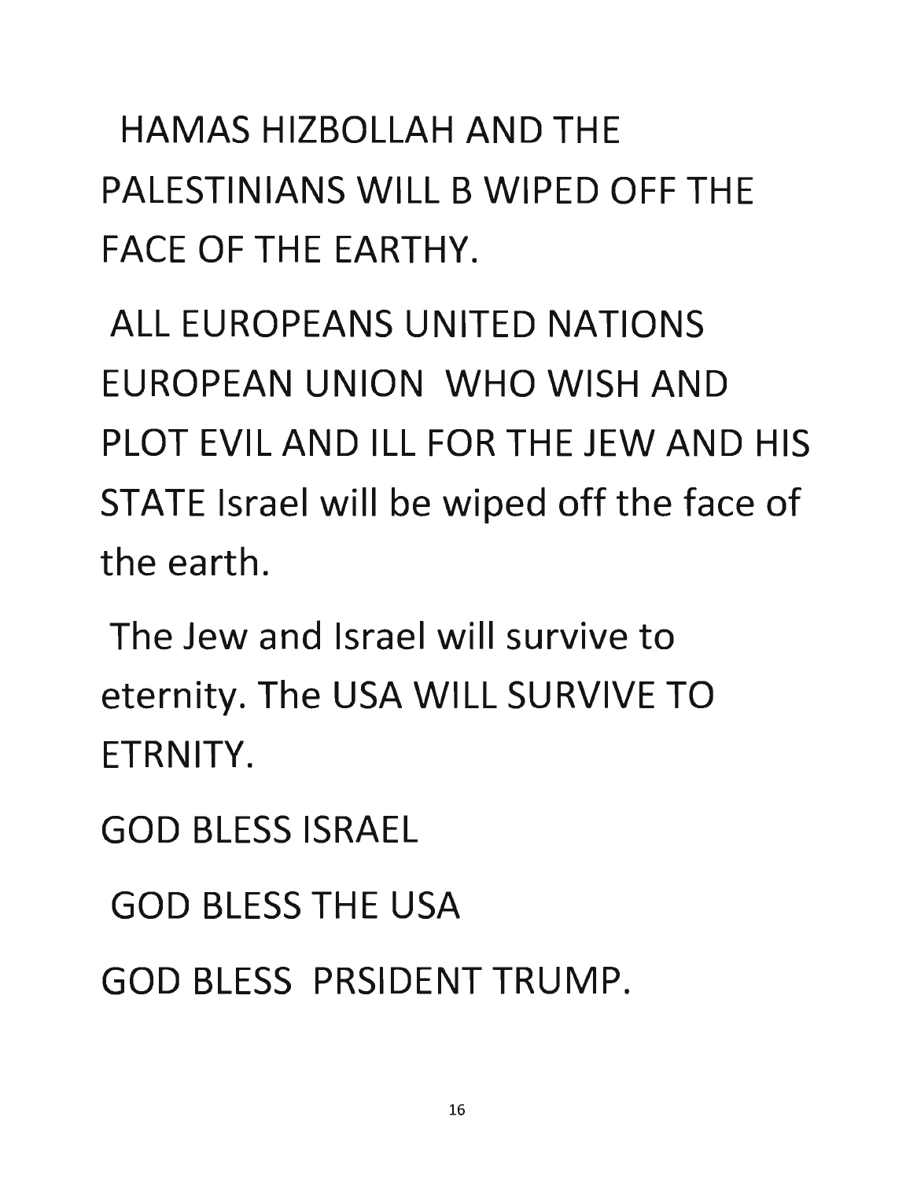HAMAS HIZBOLLAH AND THE PALESTINIANS WILL B WIPED OFF THE FACE OF THE EARTHY.

ALL EUROPEANS UNITED NATIONS EUROPEAN UNION WHO WISH AND PLOT EVIL AND ILL FOR THE JEW AND HIS STATE Israel will be wiped off the face of the earth.

The Jew and Israel will survive to eternity. The USA WILL SURVIVE TO ETRNITY.

GOD BLESS ISRAEL

GOD BLESS THE USA

GOD BLESS PRSIDENT TRUMP.